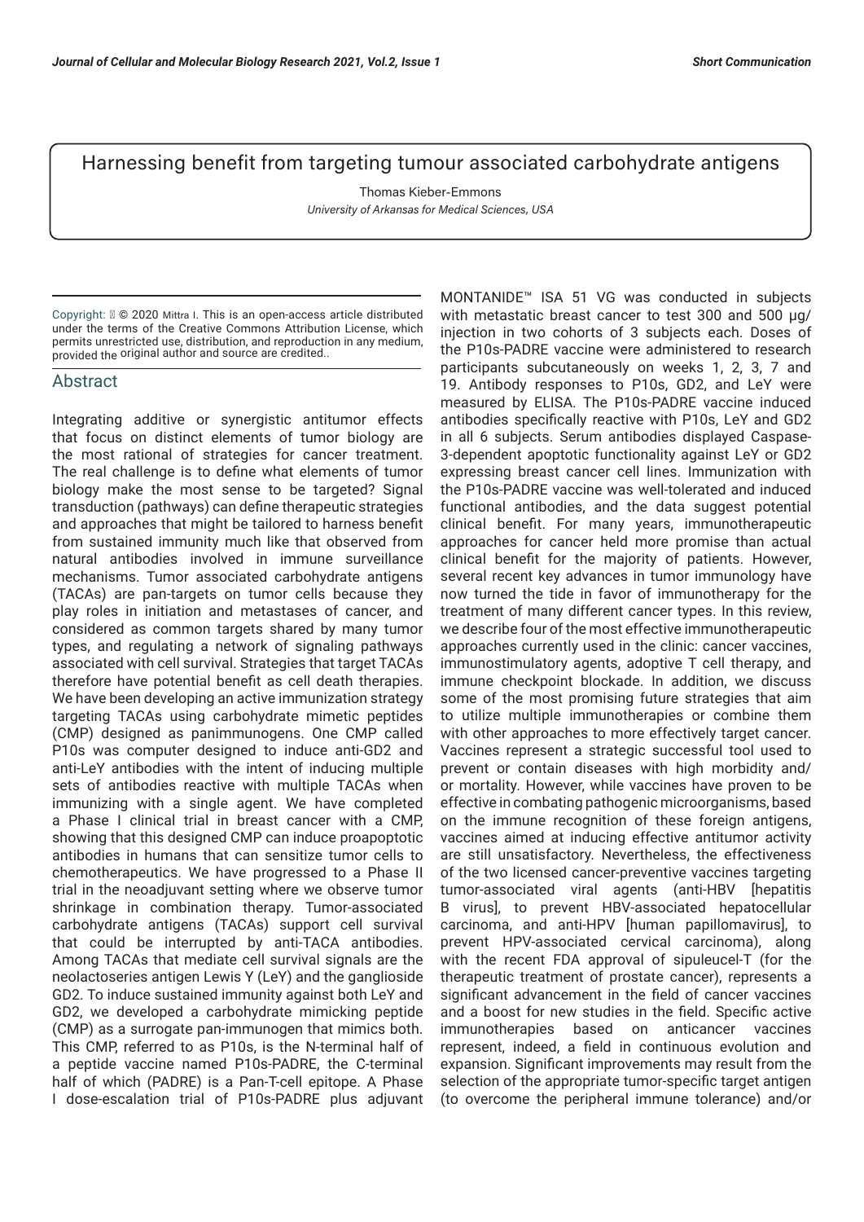# Harnessing benefit from targeting tumour associated carbohydrate antigens

Thomas Kieber-Emmons

*University of Arkansas for Medical Sciences, USA*

Copyright: © 2020 Mittra I. This is an open-access article distributed under the terms of the Creative Commons Attribution License, which permits unrestricted use, distribution, and reproduction in any medium, provided the original author and source are credited..

## Abstract

Integrating additive or synergistic antitumor effects that focus on distinct elements of tumor biology are the most rational of strategies for cancer treatment. The real challenge is to define what elements of tumor biology make the most sense to be targeted? Signal transduction (pathways) can define therapeutic strategies and approaches that might be tailored to harness benefit from sustained immunity much like that observed from natural antibodies involved in immune surveillance mechanisms. Tumor associated carbohydrate antigens (TACAs) are pan-targets on tumor cells because they play roles in initiation and metastases of cancer, and considered as common targets shared by many tumor types, and regulating a network of signaling pathways associated with cell survival. Strategies that target TACAs therefore have potential benefit as cell death therapies. We have been developing an active immunization strategy targeting TACAs using carbohydrate mimetic peptides (CMP) designed as panimmunogens. One CMP called P10s was computer designed to induce anti-GD2 and anti-LeY antibodies with the intent of inducing multiple sets of antibodies reactive with multiple TACAs when immunizing with a single agent. We have completed a Phase I clinical trial in breast cancer with a CMP, showing that this designed CMP can induce proapoptotic antibodies in humans that can sensitize tumor cells to chemotherapeutics. We have progressed to a Phase II trial in the neoadjuvant setting where we observe tumor shrinkage in combination therapy. Tumor-associated carbohydrate antigens (TACAs) support cell survival that could be interrupted by anti-TACA antibodies. Among TACAs that mediate cell survival signals are the neolactoseries antigen Lewis Y (LeY) and the ganglioside GD2. To induce sustained immunity against both LeY and GD2, we developed a carbohydrate mimicking peptide (CMP) as a surrogate pan-immunogen that mimics both. This CMP, referred to as P10s, is the N-terminal half of a peptide vaccine named P10s-PADRE, the C-terminal half of which (PADRE) is a Pan-T-cell epitope. A Phase I dose-escalation trial of P10s-PADRE plus adjuvant MONTANIDE™ ISA 51 VG was conducted in subjects with metastatic breast cancer to test 300 and 500 μg/injection in two cohorts of 3 subjects each. Doses of the P10s-PADRE vaccine were administered to research participants subcutaneously on weeks 1, 2, 3, 7 and 19. Antibody responses to P10s, GD2, and LeY were measured by ELISA. The P10s-PADRE vaccine induced antibodies specifically reactive with P10s, LeY and GD2 in all 6 subjects. Serum antibodies displayed Caspase-3-dependent apoptotic functionality against LeY or GD2 expressing breast cancer cell lines. Immunization with the P10s-PADRE vaccine was well-tolerated and induced functional antibodies, and the data suggest potential clinical benefit. For many years, immunotherapeutic approaches for cancer held more promise than actual clinical benefit for the majority of patients. However, several recent key advances in tumor immunology have now turned the tide in favor of immunotherapy for the treatment of many different cancer types. In this review, we describe four of the most effective immunotherapeutic approaches currently used in the clinic: cancer vaccines, immunostimulatory agents, adoptive T cell therapy, and immune checkpoint blockade. In addition, we discuss some of the most promising future strategies that aim to utilize multiple immunotherapies or combine them with other approaches to more effectively target cancer. Vaccines represent a strategic successful tool used to prevent or contain diseases with high morbidity and/or mortality. However, while vaccines have proven to be effective in combating pathogenic microorganisms, based on the immune recognition of these foreign antigens, vaccines aimed at inducing effective antitumor activity are still unsatisfactory. Nevertheless, the effectiveness of the two licensed cancer-preventive vaccines targeting tumor-associated viral agents (anti-HBV [hepatitis B virus], to prevent HBV-associated hepatocellular carcinoma, and anti-HPV [human papillomavirus], to prevent HPV-associated cervical carcinoma), along with the recent FDA approval of sipuleucel-T (for the therapeutic treatment of prostate cancer), represents a significant advancement in the field of cancer vaccines and a boost for new studies in the field. Specific active immunotherapies based on anticancer vaccines represent, indeed, a field in continuous evolution and expansion. Significant improvements may result from the selection of the appropriate tumor-specific target antigen (to overcome the peripheral immune tolerance) and/or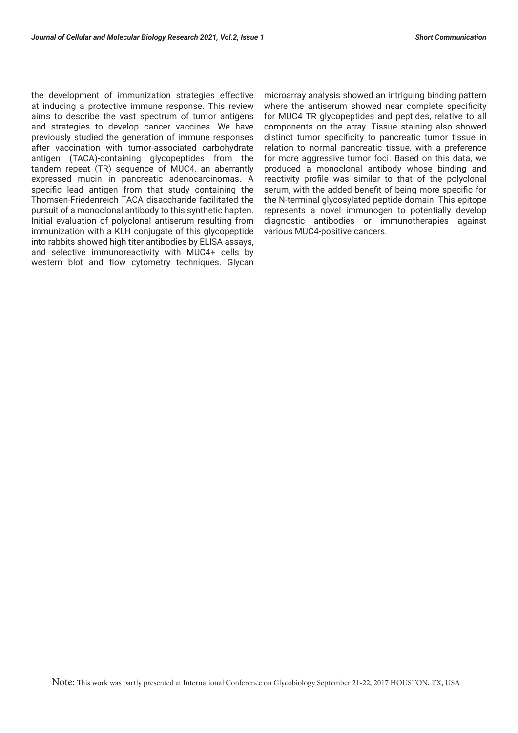the development of immunization strategies effective at inducing a protective immune response. This review aims to describe the vast spectrum of tumor antigens and strategies to develop cancer vaccines. We have previously studied the generation of immune responses after vaccination with tumor-associated carbohydrate antigen (TACA)-containing glycopeptides from the tandem repeat (TR) sequence of MUC4, an aberrantly expressed mucin in pancreatic adenocarcinomas. A specific lead antigen from that study containing the Thomsen-Friedenreich TACA disaccharide facilitated the pursuit of a monoclonal antibody to this synthetic hapten. Initial evaluation of polyclonal antiserum resulting from immunization with a KLH conjugate of this glycopeptide into rabbits showed high titer antibodies by ELISA assays, and selective immunoreactivity with MUC4+ cells by western blot and flow cytometry techniques. Glycan microarray analysis showed an intriguing binding pattern where the antiserum showed near complete specificity for MUC4 TR glycopeptides and peptides, relative to all components on the array. Tissue staining also showed distinct tumor specificity to pancreatic tumor tissue in relation to normal pancreatic tissue, with a preference for more aggressive tumor foci. Based on this data, we produced a monoclonal antibody whose binding and reactivity profile was similar to that of the polyclonal serum, with the added benefit of being more specific for the N-terminal glycosylated peptide domain. This epitope represents a novel immunogen to potentially develop diagnostic antibodies or immunotherapies against various MUC4-positive cancers.

Note: This work was partly presented at International Conference on Glycobiology September 21-22, 2017 HOUSTON, TX, USA